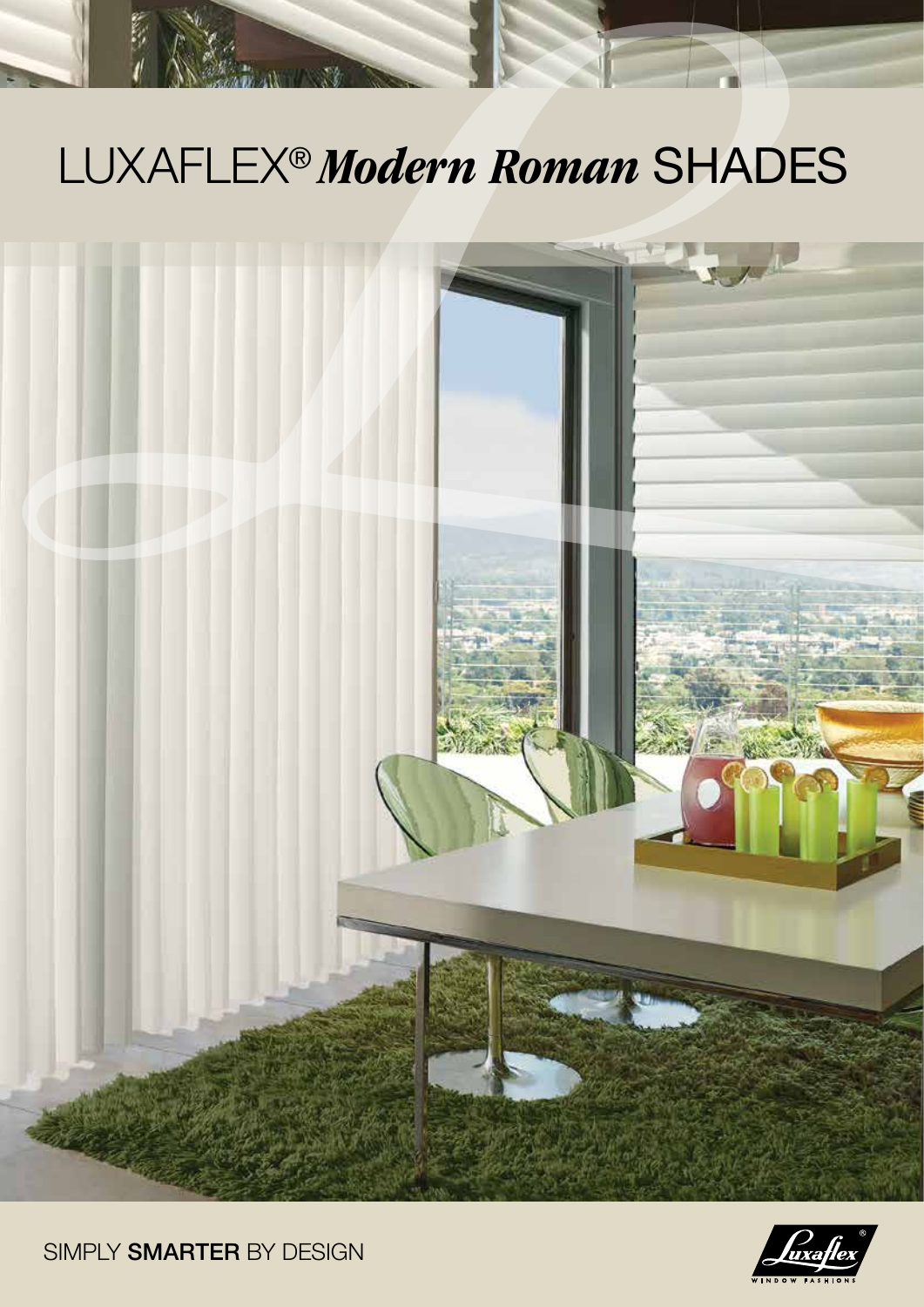# LUXAFLEX® ***Modern Roman*** SHADES

SIMPLY **SMARTER** BY DESIGN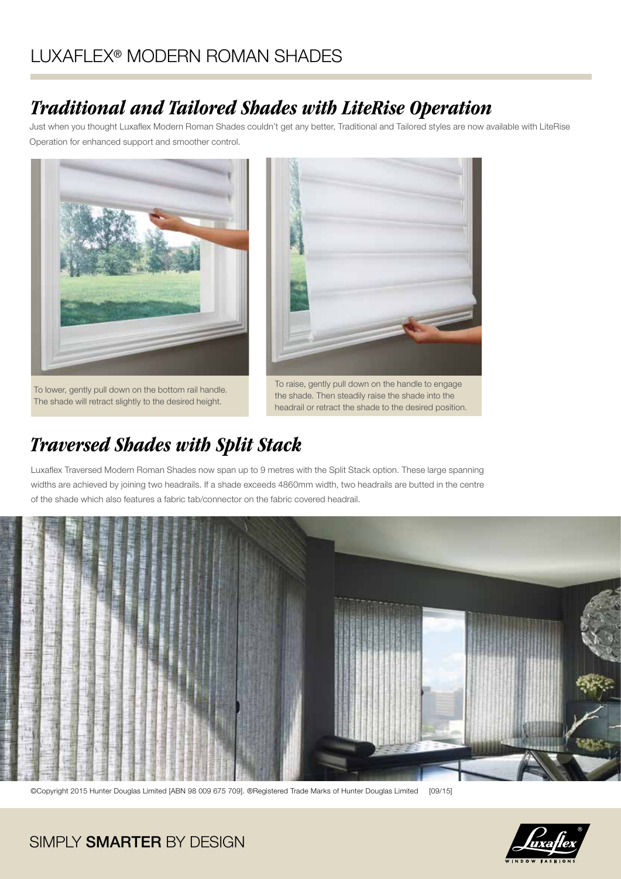# LUXAFLEX® MODERN ROMAN SHADES

## *Traditional and Tailored Shades with LiteRise Operation*

Just when you thought Luxaflex Modern Roman Shades couldn't get any better, Traditional and Tailored styles are now available with LiteRise Operation for enhanced support and smoother control.

To lower, gently pull down on the bottom rail handle. The shade will retract slightly to the desired height.

To raise, gently pull down on the handle to engage the shade. Then steadily raise the shade into the headrail or retract the shade to the desired position.

## *Traversed Shades with Split Stack*

Luxaflex Traversed Modern Roman Shades now span up to 9 metres with the Split Stack option. These large spanning widths are achieved by joining two headrails. If a shade exceeds 4860mm width, two headrails are butted in the centre of the shade which also features a fabric tab/connector on the fabric covered headrail.

©Copyright 2015 Hunter Douglas Limited [ABN 98 009 675 709]. ®Registered Trade Marks of Hunter Douglas Limited [09/15]

SIMPLY **SMARTER** BY DESIGN